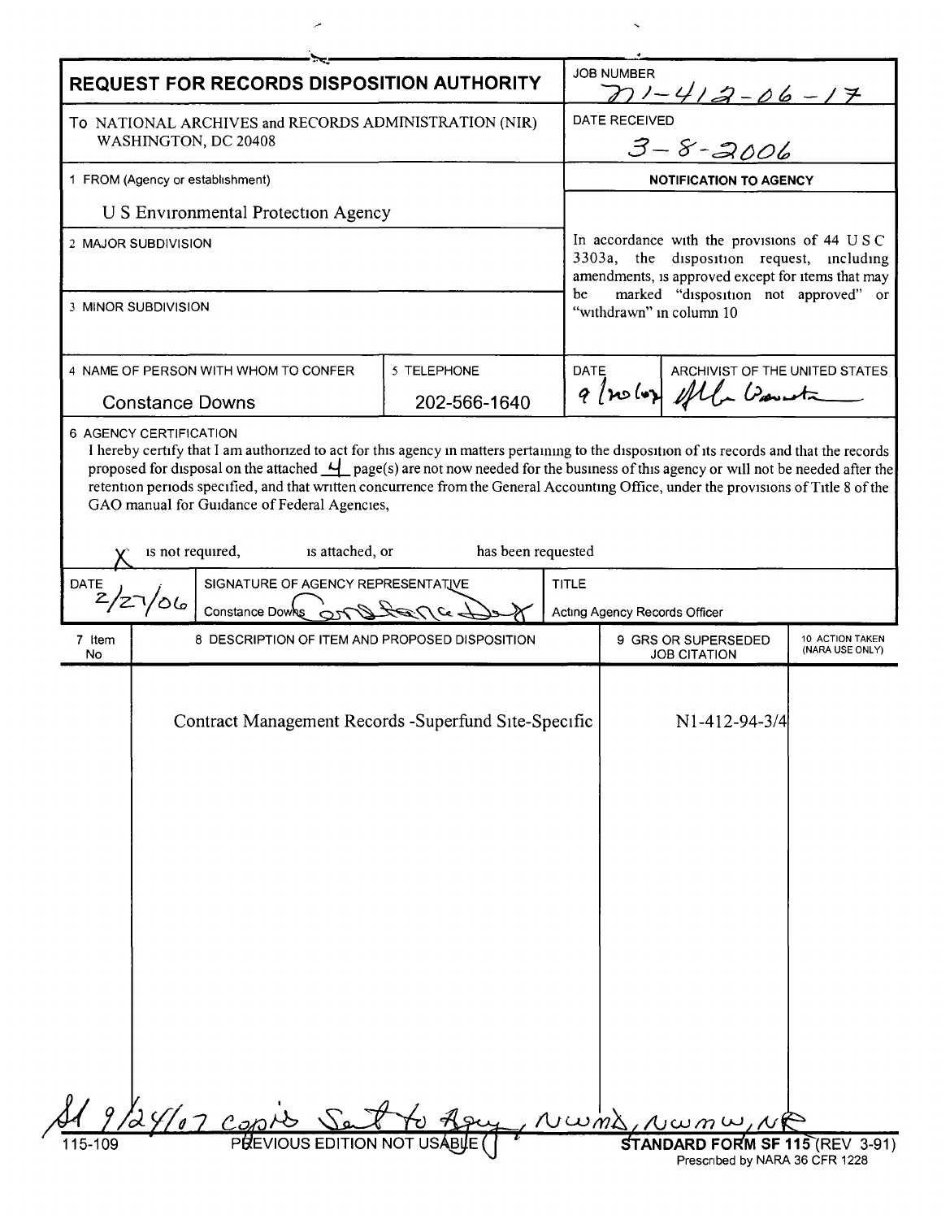# REQUEST FOR RECORDS DISPOSITION AUTHORITY

**JOB NUMBER:** N1-412-06-17

**DATE RECEIVED:** 3-8-2006

To NATIONAL ARCHIVES and RECORDS ADMINISTRATION (NIR)
WASHINGTON, DC 20408

**1 FROM (Agency or establishment)**
U S Environmental Protection Agency

**2 MAJOR SUBDIVISION**

**3 MINOR SUBDIVISION**

**NOTIFICATION TO AGENCY**

In accordance with the provisions of 44 U S C 3303a, the disposition request, including amendments, is approved except for items that may be marked "disposition not approved" or "withdrawn" in column 10

**4 NAME OF PERSON WITH WHOM TO CONFER:** Constance Downs

**5 TELEPHONE:** 202-566-1640

**DATE:** 9/20/07

**ARCHIVIST OF THE UNITED STATES:** [signature]

**6 AGENCY CERTIFICATION**

I hereby certify that I am authorized to act for this agency in matters pertaining to the disposition of its records and that the records proposed for disposal on the attached 4 page(s) are not now needed for the business of this agency or will not be needed after the retention periods specified, and that written concurrence from the General Accounting Office, under the provisions of Title 8 of the GAO manual for Guidance of Federal Agencies,

X is not required, is attached, or has been requested

| DATE | SIGNATURE OF AGENCY REPRESENTATIVE | TITLE |
| --- | --- | --- |
| 2/27/06 | Constance Downs [signature] | Acting Agency Records Officer |

| 7 Item No | 8 DESCRIPTION OF ITEM AND PROPOSED DISPOSITION | 9 GRS OR SUPERSEDED JOB CITATION | 10 ACTION TAKEN (NARA USE ONLY) |
| --- | --- | --- | --- |
| | Contract Management Records -Superfund Site-Specific | N1-412-94-3/4 | |

9/24/07 copies sent to Agency, NWMD, NWMW, NR

115-109 PREVIOUS EDITION NOT USABLE

STANDARD FORM SF 115 (REV 3-91)
Prescribed by NARA 36 CFR 1228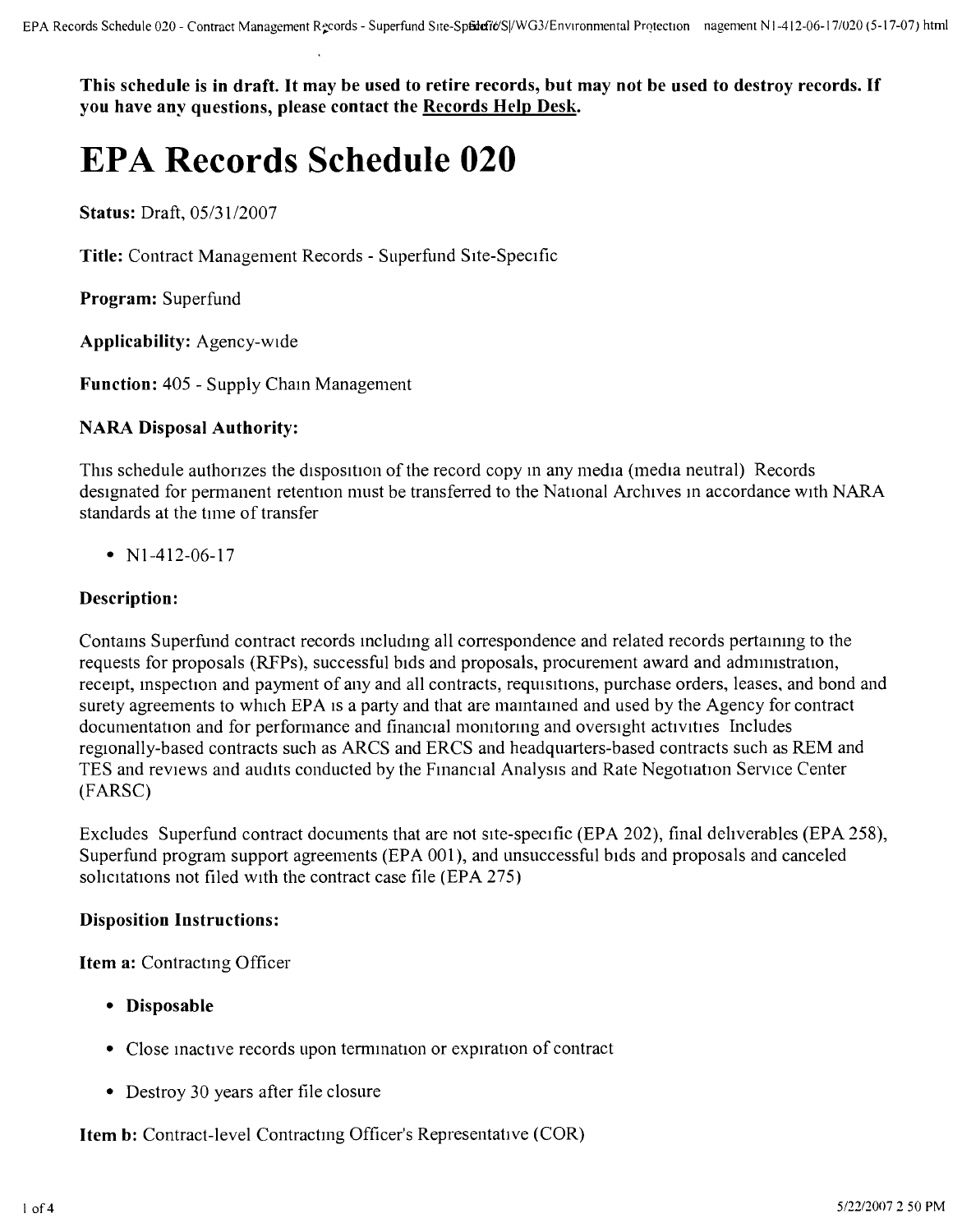**This schedule is in draft. It may be used to retire records, but may not be used to destroy records. If you have any questions, please contact the Records Help Desk.**

# EPA Records Schedule 020

**Status:** Draft, 05/31/2007

**Title:** Contract Management Records - Superfund Site-Specific

**Program:** Superfund

**Applicability:** Agency-wide

**Function:** 405 - Supply Chain Management

### NARA Disposal Authority:

This schedule authorizes the disposition of the record copy in any media (media neutral) Records designated for permanent retention must be transferred to the National Archives in accordance with NARA standards at the time of transfer

- N1-412-06-17

### Description:

Contains Superfund contract records including all correspondence and related records pertaining to the requests for proposals (RFPs), successful bids and proposals, procurement award and administration, receipt, inspection and payment of any and all contracts, requisitions, purchase orders, leases, and bond and surety agreements to which EPA is a party and that are maintained and used by the Agency for contract documentation and for performance and financial monitoring and oversight activities Includes regionally-based contracts such as ARCS and ERCS and headquarters-based contracts such as REM and TES and reviews and audits conducted by the Financial Analysis and Rate Negotiation Service Center (FARSC)

Excludes Superfund contract documents that are not site-specific (EPA 202), final deliverables (EPA 258), Superfund program support agreements (EPA 001), and unsuccessful bids and proposals and canceled solicitations not filed with the contract case file (EPA 275)

### Disposition Instructions:

**Item a:** Contracting Officer

- **Disposable**
- Close inactive records upon termination or expiration of contract
- Destroy 30 years after file closure

**Item b:** Contract-level Contracting Officer's Representative (COR)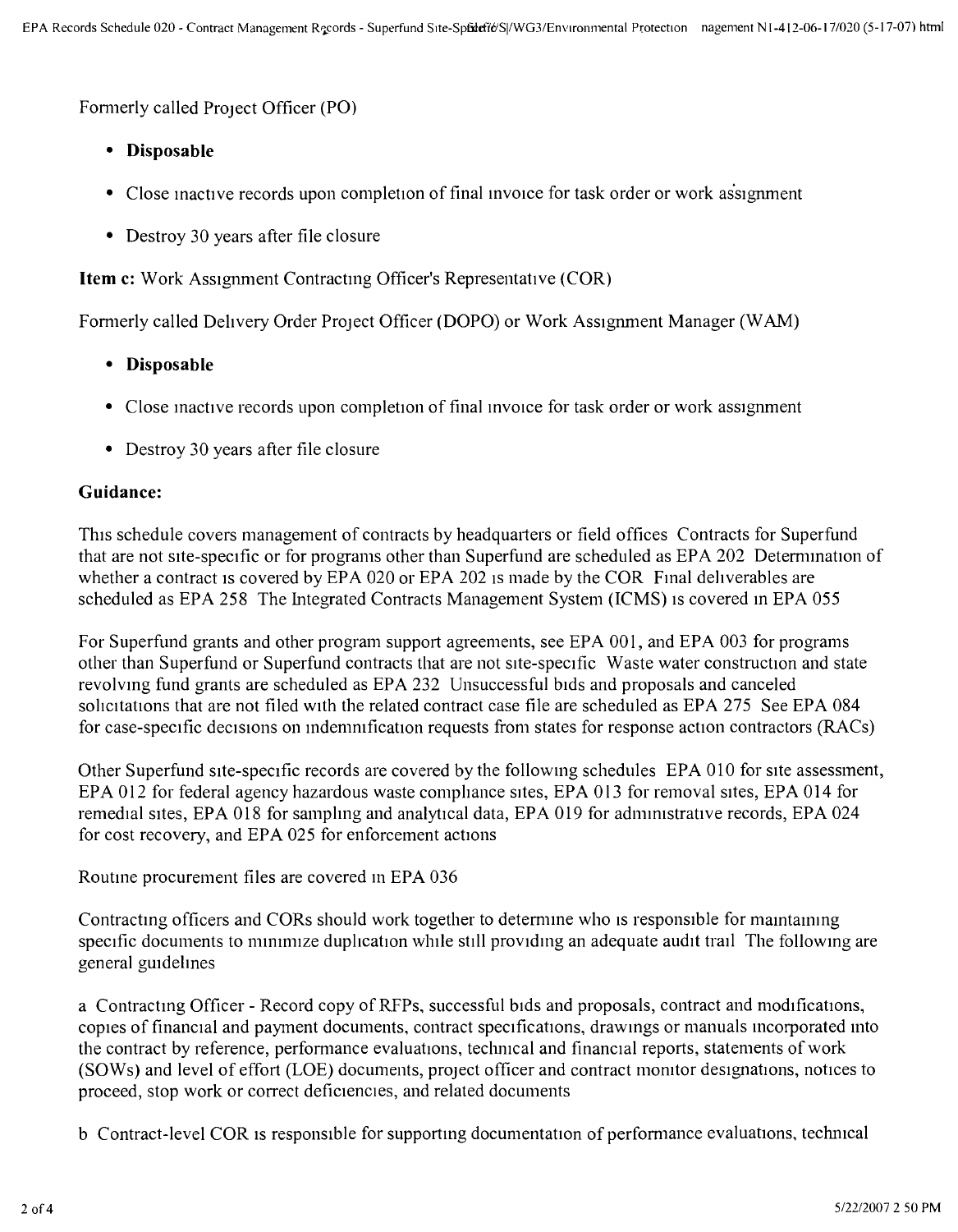Formerly called Project Officer (PO)

- **Disposable**
- Close inactive records upon completion of final invoice for task order or work assignment
- Destroy 30 years after file closure

**Item c:** Work Assignment Contracting Officer's Representative (COR)

Formerly called Delivery Order Project Officer (DOPO) or Work Assignment Manager (WAM)

- **Disposable**
- Close inactive records upon completion of final invoice for task order or work assignment
- Destroy 30 years after file closure

**Guidance:**

This schedule covers management of contracts by headquarters or field offices Contracts for Superfund that are not site-specific or for programs other than Superfund are scheduled as EPA 202 Determination of whether a contract is covered by EPA 020 or EPA 202 is made by the COR Final deliverables are scheduled as EPA 258 The Integrated Contracts Management System (ICMS) is covered in EPA 055

For Superfund grants and other program support agreements, see EPA 001, and EPA 003 for programs other than Superfund or Superfund contracts that are not site-specific Waste water construction and state revolving fund grants are scheduled as EPA 232 Unsuccessful bids and proposals and canceled solicitations that are not filed with the related contract case file are scheduled as EPA 275 See EPA 084 for case-specific decisions on indemnification requests from states for response action contractors (RACs)

Other Superfund site-specific records are covered by the following schedules EPA 010 for site assessment, EPA 012 for federal agency hazardous waste compliance sites, EPA 013 for removal sites, EPA 014 for remedial sites, EPA 018 for sampling and analytical data, EPA 019 for administrative records, EPA 024 for cost recovery, and EPA 025 for enforcement actions

Routine procurement files are covered in EPA 036

Contracting officers and CORs should work together to determine who is responsible for maintaining specific documents to minimize duplication while still providing an adequate audit trail The following are general guidelines

a Contracting Officer - Record copy of RFPs, successful bids and proposals, contract and modifications, copies of financial and payment documents, contract specifications, drawings or manuals incorporated into the contract by reference, performance evaluations, technical and financial reports, statements of work (SOWs) and level of effort (LOE) documents, project officer and contract monitor designations, notices to proceed, stop work or correct deficiencies, and related documents

b Contract-level COR is responsible for supporting documentation of performance evaluations, technical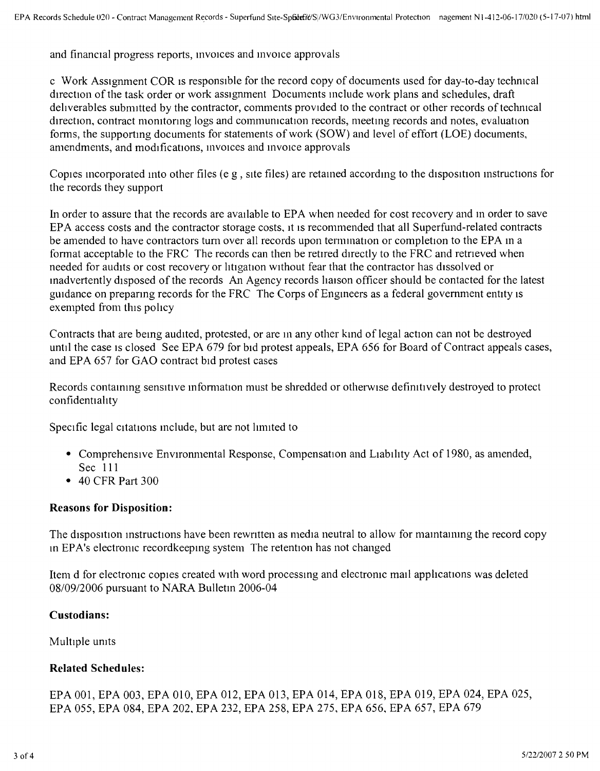and financial progress reports, invoices and invoice approvals

c Work Assignment COR is responsible for the record copy of documents used for day-to-day technical direction of the task order or work assignment Documents include work plans and schedules, draft deliverables submitted by the contractor, comments provided to the contract or other records of technical direction, contract monitoring logs and communication records, meeting records and notes, evaluation forms, the supporting documents for statements of work (SOW) and level of effort (LOE) documents, amendments, and modifications, invoices and invoice approvals

Copies incorporated into other files (e g , site files) are retained according to the disposition instructions for the records they support

In order to assure that the records are available to EPA when needed for cost recovery and in order to save EPA access costs and the contractor storage costs, it is recommended that all Superfund-related contracts be amended to have contractors turn over all records upon termination or completion to the EPA in a format acceptable to the FRC The records can then be retired directly to the FRC and retrieved when needed for audits or cost recovery or litigation without fear that the contractor has dissolved or inadvertently disposed of the records An Agency records liaison officer should be contacted for the latest guidance on preparing records for the FRC The Corps of Engineers as a federal government entity is exempted from this policy

Contracts that are being audited, protested, or are in any other kind of legal action can not be destroyed until the case is closed See EPA 679 for bid protest appeals, EPA 656 for Board of Contract appeals cases, and EPA 657 for GAO contract bid protest cases

Records containing sensitive information must be shredded or otherwise definitively destroyed to protect confidentiality

Specific legal citations include, but are not limited to

- Comprehensive Environmental Response, Compensation and Liability Act of 1980, as amended, Sec 111
- 40 CFR Part 300

### Reasons for Disposition:

The disposition instructions have been rewritten as media neutral to allow for maintaining the record copy in EPA's electronic recordkeeping system The retention has not changed

Item d for electronic copies created with word processing and electronic mail applications was deleted 08/09/2006 pursuant to NARA Bulletin 2006-04

### Custodians:

Multiple units

### Related Schedules:

EPA 001, EPA 003, EPA 010, EPA 012, EPA 013, EPA 014, EPA 018, EPA 019, EPA 024, EPA 025, EPA 055, EPA 084, EPA 202, EPA 232, EPA 258, EPA 275, EPA 656, EPA 657, EPA 679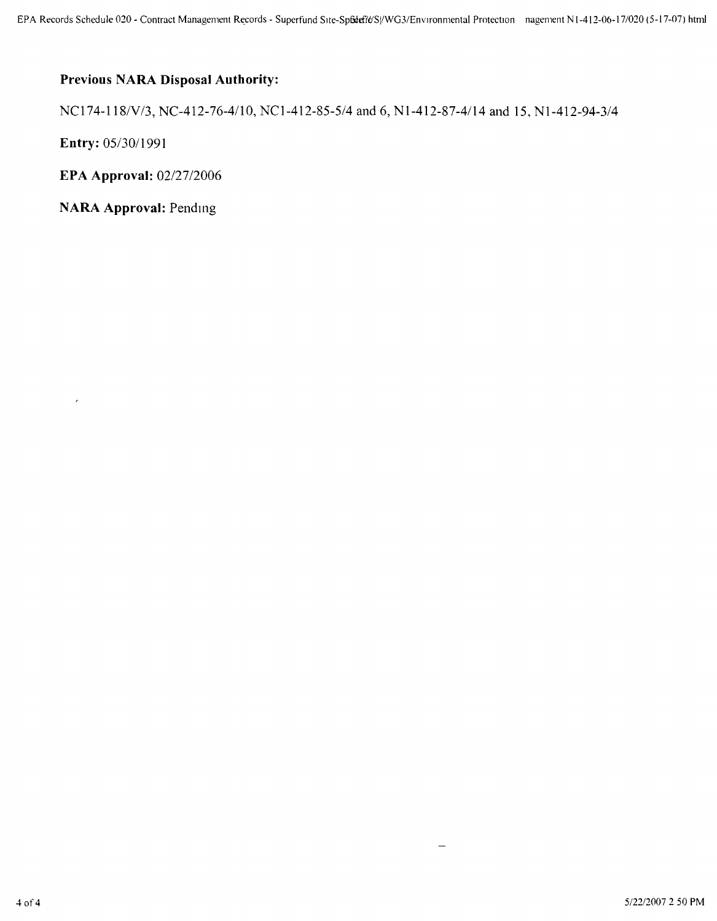**Previous NARA Disposal Authority:**

NC174-118/V/3, NC-412-76-4/10, NC1-412-85-5/4 and 6, N1-412-87-4/14 and 15, N1-412-94-3/4

**Entry:** 05/30/1991

**EPA Approval:** 02/27/2006

**NARA Approval:** Pending